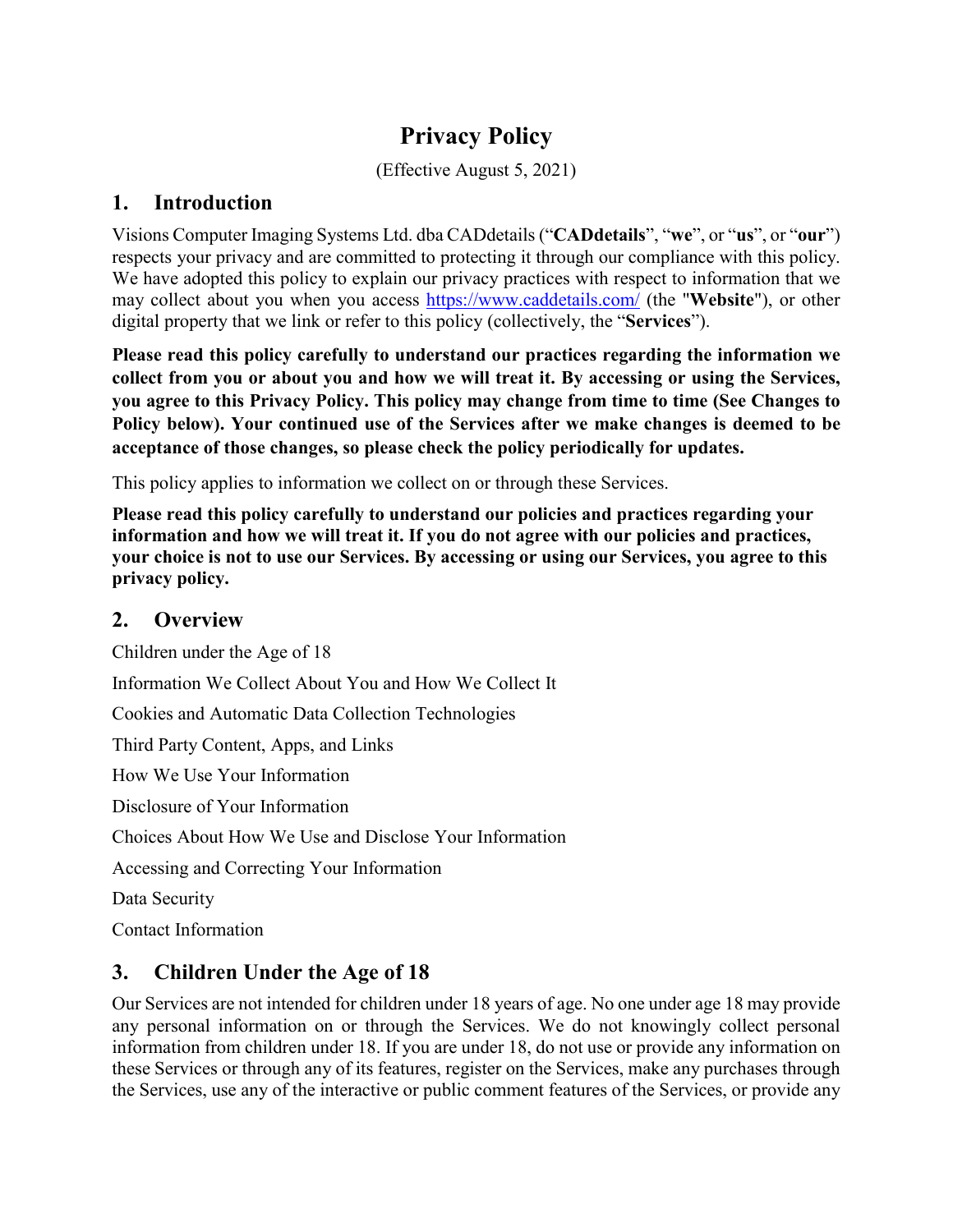# Privacy Policy

(Effective August 5, 2021)

## 1. Introduction

Visions Computer Imaging Systems Ltd. dba CADdetails ("**CADdetails**", "**we**", or "**us**", or "**our**") respects your privacy and are committed to protecting it through our compliance with this policy. We have adopted this policy to explain our privacy practices with respect to information that we may collect about you when you access [https://www.caddetails.com/](https://www.caddetails.com/) (the "**Website**"), or other digital property that we link or refer to this policy (collectively, the "**Services**").

**Please read this policy carefully to understand our practices regarding the information we collect from you or about you and how we will treat it. By accessing or using the Services, you agree to this Privacy Policy. This policy may change from time to time (See Changes to Policy below). Your continued use of the Services after we make changes is deemed to be acceptance of those changes, so please check the policy periodically for updates.**

This policy applies to information we collect on or through these Services.

**Please read this policy carefully to understand our policies and practices regarding your information and how we will treat it. If you do not agree with our policies and practices, your choice is not to use our Services. By accessing or using our Services, you agree to this privacy policy.**

## 2. Overview

Children under the Age of 18

Information We Collect About You and How We Collect It

Cookies and Automatic Data Collection Technologies

Third Party Content, Apps, and Links

How We Use Your Information

Disclosure of Your Information

Choices About How We Use and Disclose Your Information

Accessing and Correcting Your Information

Data Security

Contact Information

## 3. Children Under the Age of 18

Our Services are not intended for children under 18 years of age. No one under age 18 may provide any personal information on or through the Services. We do not knowingly collect personal information from children under 18. If you are under 18, do not use or provide any information on these Services or through any of its features, register on the Services, make any purchases through the Services, use any of the interactive or public comment features of the Services, or provide any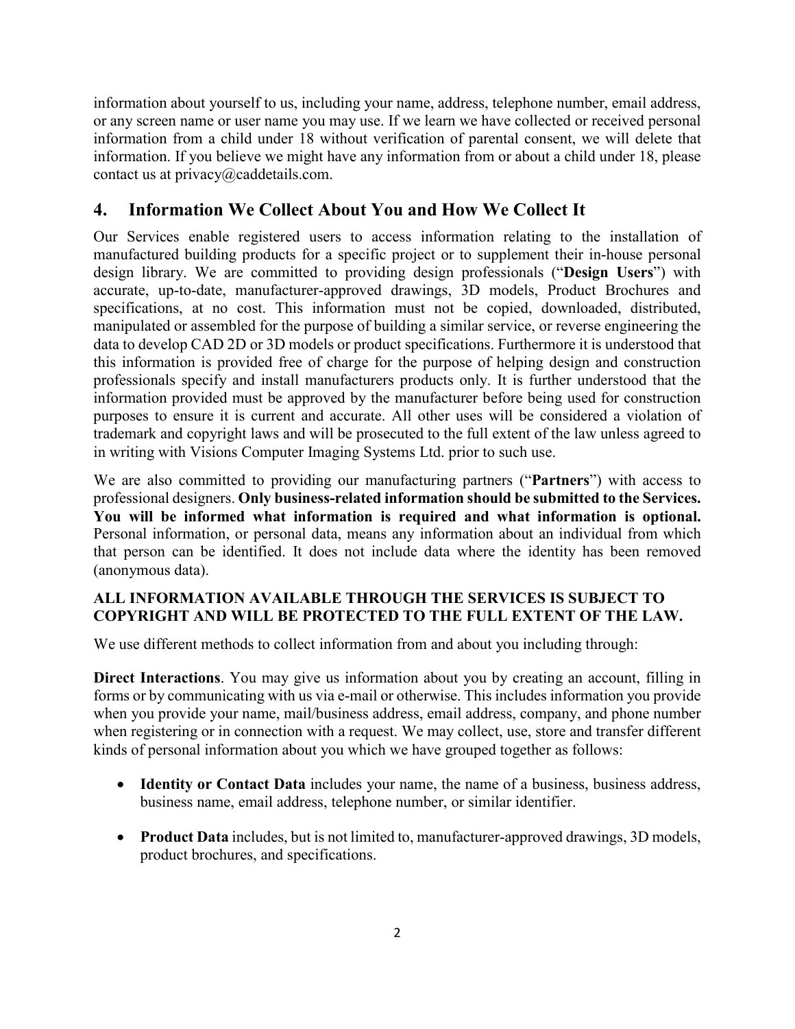information about yourself to us, including your name, address, telephone number, email address, or any screen name or user name you may use. If we learn we have collected or received personal information from a child under 18 without verification of parental consent, we will delete that information. If you believe we might have any information from or about a child under 18, please contact us at privacy@caddetails.com.

## 4. Information We Collect About You and How We Collect It

Our Services enable registered users to access information relating to the installation of manufactured building products for a specific project or to supplement their in-house personal design library. We are committed to providing design professionals ("**Design Users**") with accurate, up-to-date, manufacturer-approved drawings, 3D models, Product Brochures and specifications, at no cost. This information must not be copied, downloaded, distributed, manipulated or assembled for the purpose of building a similar service, or reverse engineering the data to develop CAD 2D or 3D models or product specifications. Furthermore it is understood that this information is provided free of charge for the purpose of helping design and construction professionals specify and install manufacturers products only. It is further understood that the information provided must be approved by the manufacturer before being used for construction purposes to ensure it is current and accurate. All other uses will be considered a violation of trademark and copyright laws and will be prosecuted to the full extent of the law unless agreed to in writing with Visions Computer Imaging Systems Ltd. prior to such use.

We are also committed to providing our manufacturing partners ("**Partners**") with access to professional designers. **Only business-related information should be submitted to the Services. You will be informed what information is required and what information is optional.** Personal information, or personal data, means any information about an individual from which that person can be identified. It does not include data where the identity has been removed (anonymous data).

**ALL INFORMATION AVAILABLE THROUGH THE SERVICES IS SUBJECT TO COPYRIGHT AND WILL BE PROTECTED TO THE FULL EXTENT OF THE LAW.**

We use different methods to collect information from and about you including through:

**Direct Interactions**. You may give us information about you by creating an account, filling in forms or by communicating with us via e-mail or otherwise. This includes information you provide when you provide your name, mail/business address, email address, company, and phone number when registering or in connection with a request. We may collect, use, store and transfer different kinds of personal information about you which we have grouped together as follows:

- **Identity or Contact Data** includes your name, the name of a business, business address, business name, email address, telephone number, or similar identifier.
- **Product Data** includes, but is not limited to, manufacturer-approved drawings, 3D models, product brochures, and specifications.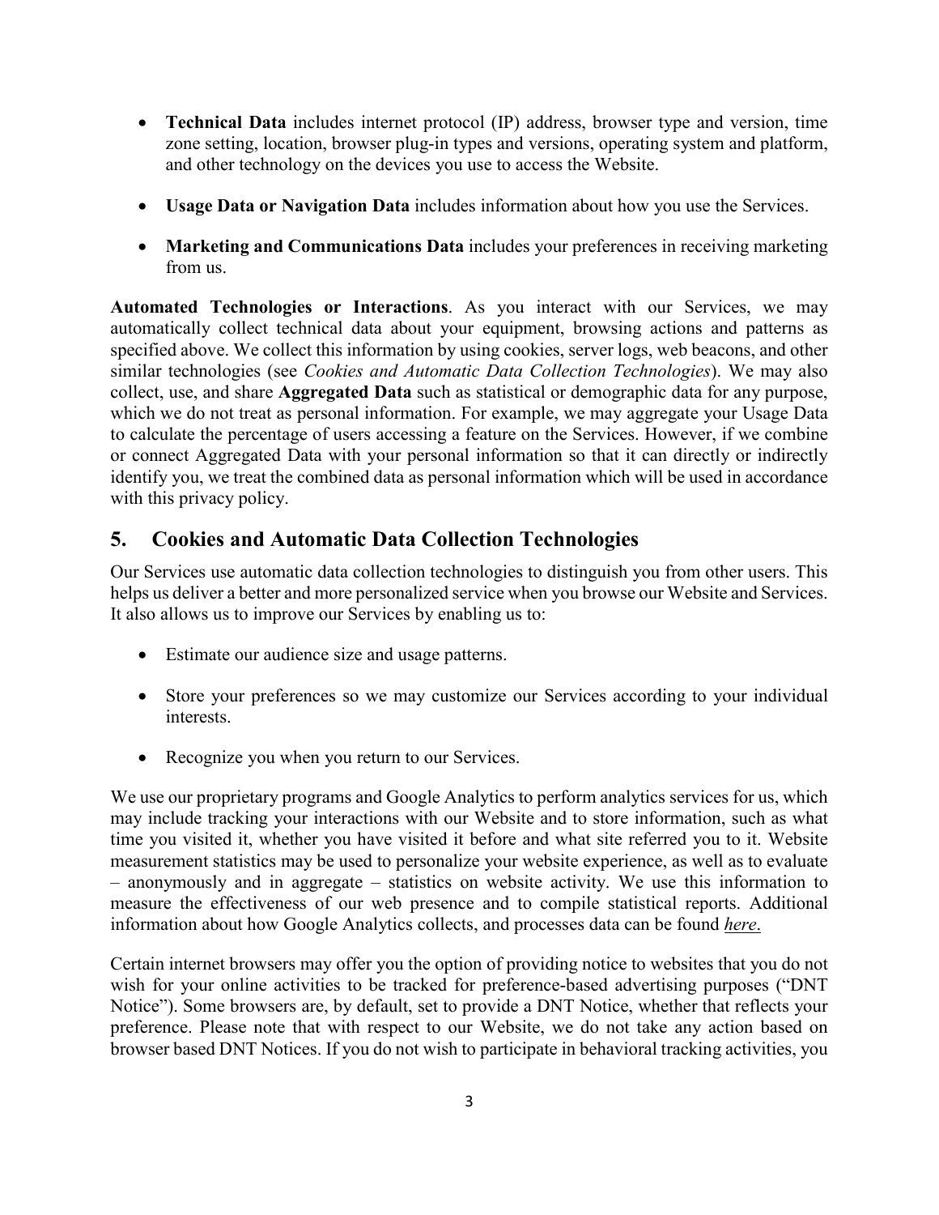- **Technical Data** includes internet protocol (IP) address, browser type and version, time zone setting, location, browser plug-in types and versions, operating system and platform, and other technology on the devices you use to access the Website.
- **Usage Data or Navigation Data** includes information about how you use the Services.
- **Marketing and Communications Data** includes your preferences in receiving marketing from us.

**Automated Technologies or Interactions**. As you interact with our Services, we may automatically collect technical data about your equipment, browsing actions and patterns as specified above. We collect this information by using cookies, server logs, web beacons, and other similar technologies (see *Cookies and Automatic Data Collection Technologies*). We may also collect, use, and share **Aggregated Data** such as statistical or demographic data for any purpose, which we do not treat as personal information. For example, we may aggregate your Usage Data to calculate the percentage of users accessing a feature on the Services. However, if we combine or connect Aggregated Data with your personal information so that it can directly or indirectly identify you, we treat the combined data as personal information which will be used in accordance with this privacy policy.

## 5. Cookies and Automatic Data Collection Technologies

Our Services use automatic data collection technologies to distinguish you from other users. This helps us deliver a better and more personalized service when you browse our Website and Services. It also allows us to improve our Services by enabling us to:

- Estimate our audience size and usage patterns.
- Store your preferences so we may customize our Services according to your individual interests.
- Recognize you when you return to our Services.

We use our proprietary programs and Google Analytics to perform analytics services for us, which may include tracking your interactions with our Website and to store information, such as what time you visited it, whether you have visited it before and what site referred you to it. Website measurement statistics may be used to personalize your website experience, as well as to evaluate – anonymously and in aggregate – statistics on website activity. We use this information to measure the effectiveness of our web presence and to compile statistical reports. Additional information about how Google Analytics collects, and processes data can be found *here*.

Certain internet browsers may offer you the option of providing notice to websites that you do not wish for your online activities to be tracked for preference-based advertising purposes ("DNT Notice"). Some browsers are, by default, set to provide a DNT Notice, whether that reflects your preference. Please note that with respect to our Website, we do not take any action based on browser based DNT Notices. If you do not wish to participate in behavioral tracking activities, you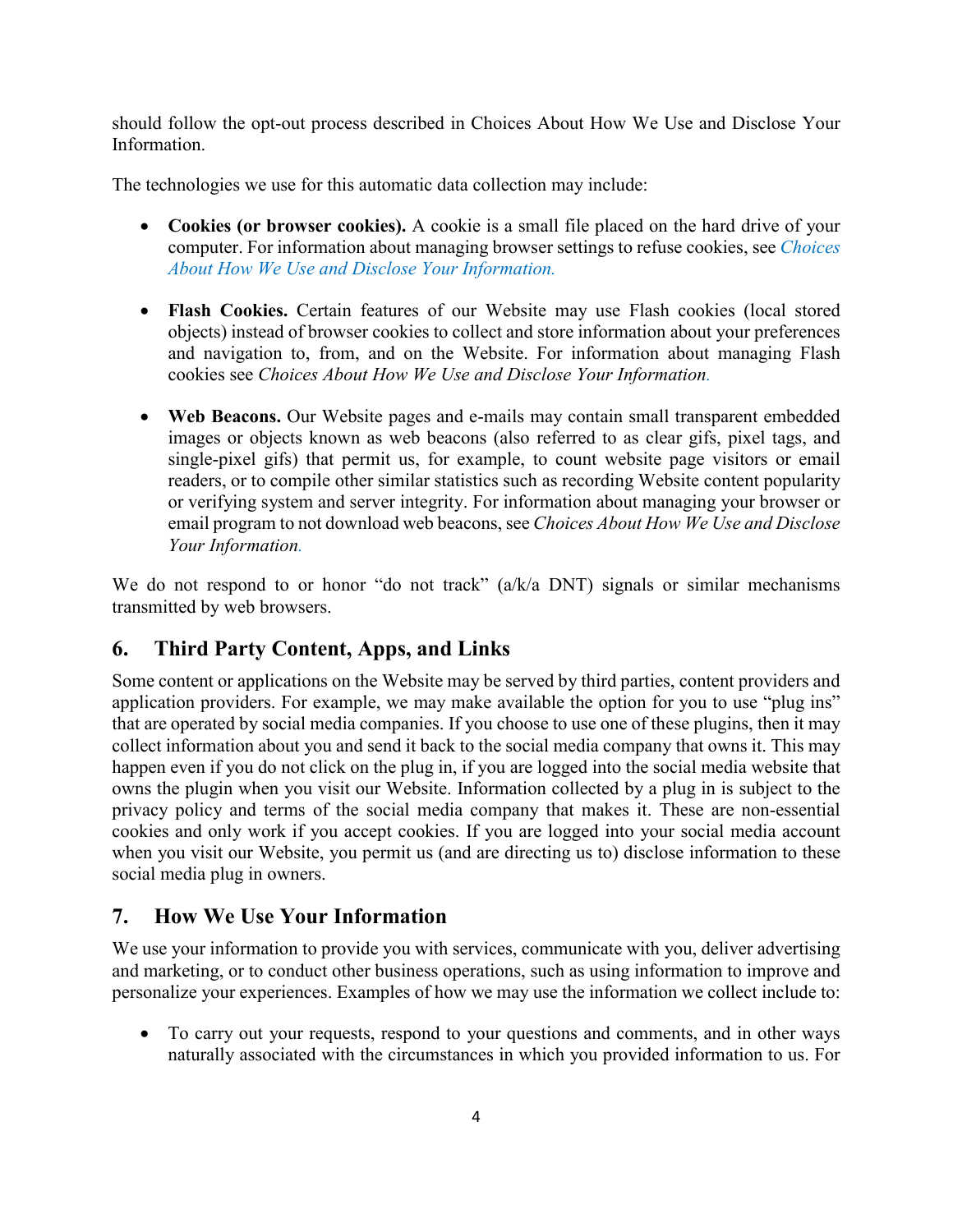should follow the opt-out process described in Choices About How We Use and Disclose Your Information.

The technologies we use for this automatic data collection may include:

- **Cookies (or browser cookies).** A cookie is a small file placed on the hard drive of your computer. For information about managing browser settings to refuse cookies, see *Choices About How We Use and Disclose Your Information.*

- **Flash Cookies.** Certain features of our Website may use Flash cookies (local stored objects) instead of browser cookies to collect and store information about your preferences and navigation to, from, and on the Website. For information about managing Flash cookies see *Choices About How We Use and Disclose Your Information.*

- **Web Beacons.** Our Website pages and e-mails may contain small transparent embedded images or objects known as web beacons (also referred to as clear gifs, pixel tags, and single-pixel gifs) that permit us, for example, to count website page visitors or email readers, or to compile other similar statistics such as recording Website content popularity or verifying system and server integrity. For information about managing your browser or email program to not download web beacons, see *Choices About How We Use and Disclose Your Information.*

We do not respond to or honor "do not track" (a/k/a DNT) signals or similar mechanisms transmitted by web browsers.

## 6. Third Party Content, Apps, and Links

Some content or applications on the Website may be served by third parties, content providers and application providers. For example, we may make available the option for you to use "plug ins" that are operated by social media companies. If you choose to use one of these plugins, then it may collect information about you and send it back to the social media company that owns it. This may happen even if you do not click on the plug in, if you are logged into the social media website that owns the plugin when you visit our Website. Information collected by a plug in is subject to the privacy policy and terms of the social media company that makes it. These are non-essential cookies and only work if you accept cookies. If you are logged into your social media account when you visit our Website, you permit us (and are directing us to) disclose information to these social media plug in owners.

## 7. How We Use Your Information

We use your information to provide you with services, communicate with you, deliver advertising and marketing, or to conduct other business operations, such as using information to improve and personalize your experiences. Examples of how we may use the information we collect include to:

- To carry out your requests, respond to your questions and comments, and in other ways naturally associated with the circumstances in which you provided information to us. For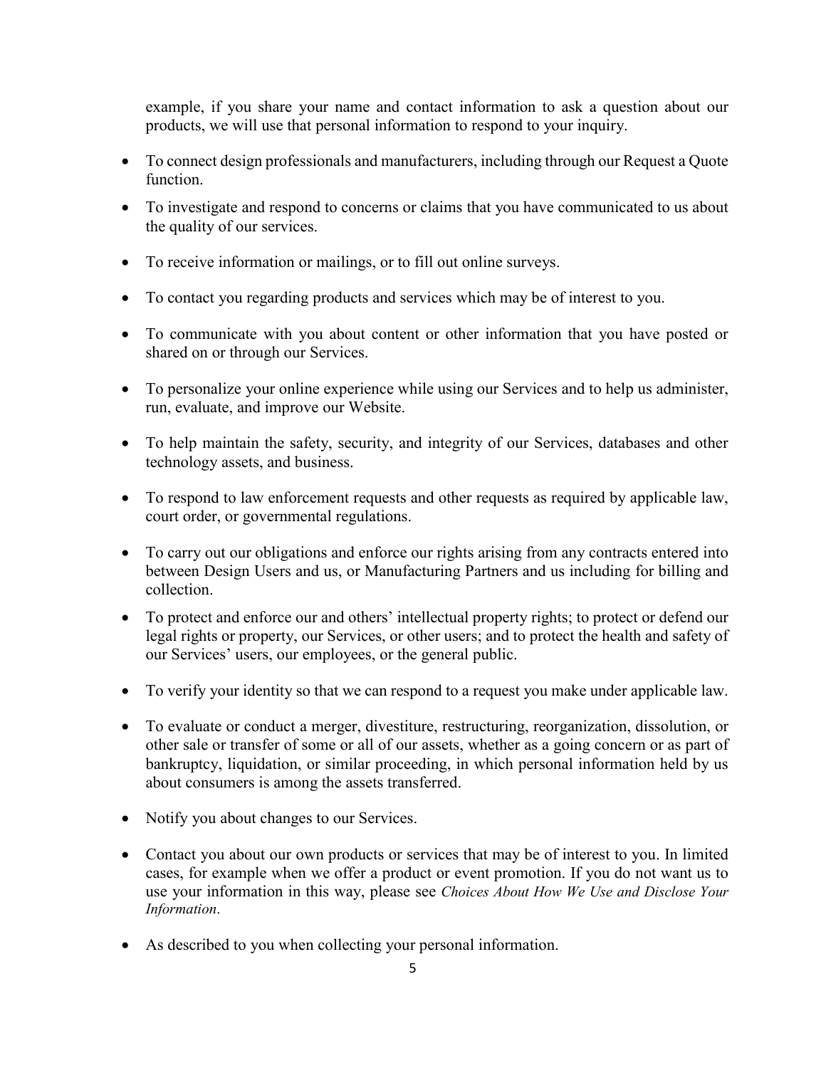example, if you share your name and contact information to ask a question about our products, we will use that personal information to respond to your inquiry.

- To connect design professionals and manufacturers, including through our Request a Quote function.
- To investigate and respond to concerns or claims that you have communicated to us about the quality of our services.
- To receive information or mailings, or to fill out online surveys.
- To contact you regarding products and services which may be of interest to you.
- To communicate with you about content or other information that you have posted or shared on or through our Services.
- To personalize your online experience while using our Services and to help us administer, run, evaluate, and improve our Website.
- To help maintain the safety, security, and integrity of our Services, databases and other technology assets, and business.
- To respond to law enforcement requests and other requests as required by applicable law, court order, or governmental regulations.
- To carry out our obligations and enforce our rights arising from any contracts entered into between Design Users and us, or Manufacturing Partners and us including for billing and collection.
- To protect and enforce our and others' intellectual property rights; to protect or defend our legal rights or property, our Services, or other users; and to protect the health and safety of our Services' users, our employees, or the general public.
- To verify your identity so that we can respond to a request you make under applicable law.
- To evaluate or conduct a merger, divestiture, restructuring, reorganization, dissolution, or other sale or transfer of some or all of our assets, whether as a going concern or as part of bankruptcy, liquidation, or similar proceeding, in which personal information held by us about consumers is among the assets transferred.
- Notify you about changes to our Services.
- Contact you about our own products or services that may be of interest to you. In limited cases, for example when we offer a product or event promotion. If you do not want us to use your information in this way, please see *Choices About How We Use and Disclose Your Information*.
- As described to you when collecting your personal information.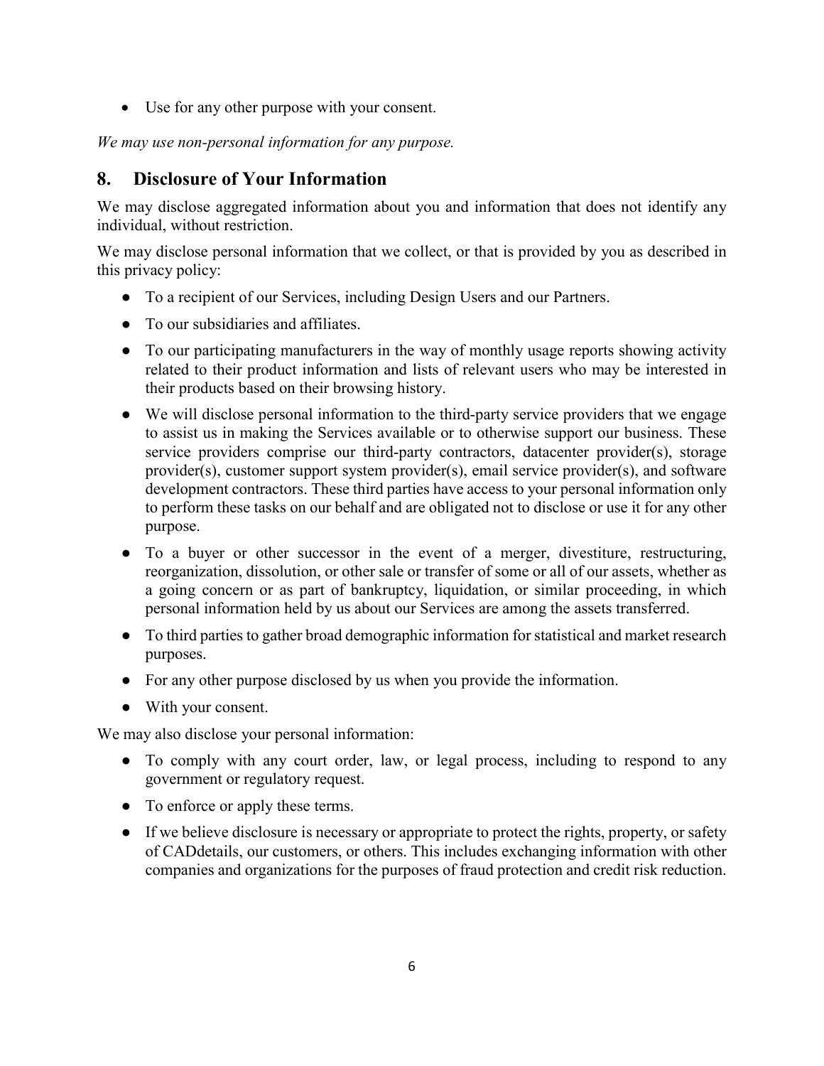- Use for any other purpose with your consent.

*We may use non-personal information for any purpose.*

## 8. Disclosure of Your Information

We may disclose aggregated information about you and information that does not identify any individual, without restriction.

We may disclose personal information that we collect, or that is provided by you as described in this privacy policy:

- To a recipient of our Services, including Design Users and our Partners.
- To our subsidiaries and affiliates.
- To our participating manufacturers in the way of monthly usage reports showing activity related to their product information and lists of relevant users who may be interested in their products based on their browsing history.
- We will disclose personal information to the third-party service providers that we engage to assist us in making the Services available or to otherwise support our business. These service providers comprise our third-party contractors, datacenter provider(s), storage provider(s), customer support system provider(s), email service provider(s), and software development contractors. These third parties have access to your personal information only to perform these tasks on our behalf and are obligated not to disclose or use it for any other purpose.
- To a buyer or other successor in the event of a merger, divestiture, restructuring, reorganization, dissolution, or other sale or transfer of some or all of our assets, whether as a going concern or as part of bankruptcy, liquidation, or similar proceeding, in which personal information held by us about our Services are among the assets transferred.
- To third parties to gather broad demographic information for statistical and market research purposes.
- For any other purpose disclosed by us when you provide the information.
- With your consent.

We may also disclose your personal information:

- To comply with any court order, law, or legal process, including to respond to any government or regulatory request.
- To enforce or apply these terms.
- If we believe disclosure is necessary or appropriate to protect the rights, property, or safety of CADdetails, our customers, or others. This includes exchanging information with other companies and organizations for the purposes of fraud protection and credit risk reduction.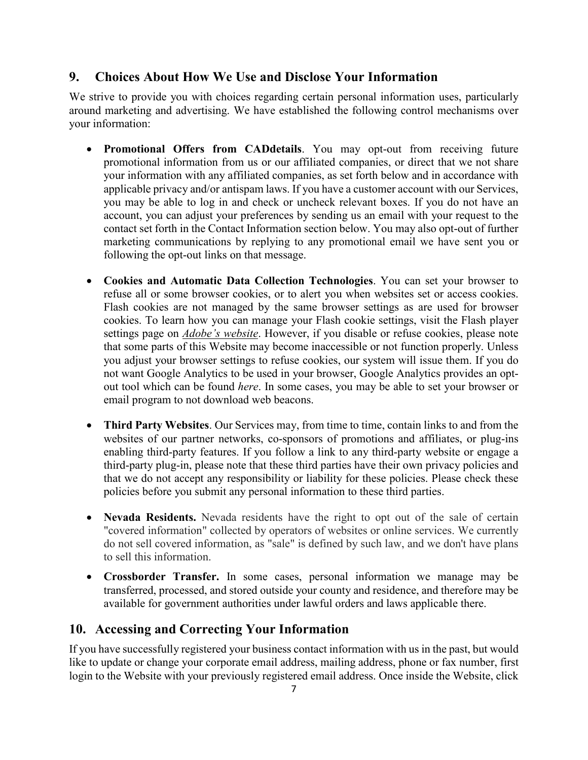## 9. Choices About How We Use and Disclose Your Information

We strive to provide you with choices regarding certain personal information uses, particularly around marketing and advertising. We have established the following control mechanisms over your information:

- **Promotional Offers from CADdetails**. You may opt-out from receiving future promotional information from us or our affiliated companies, or direct that we not share your information with any affiliated companies, as set forth below and in accordance with applicable privacy and/or antispam laws. If you have a customer account with our Services, you may be able to log in and check or uncheck relevant boxes. If you do not have an account, you can adjust your preferences by sending us an email with your request to the contact set forth in the Contact Information section below. You may also opt-out of further marketing communications by replying to any promotional email we have sent you or following the opt-out links on that message.

- **Cookies and Automatic Data Collection Technologies**. You can set your browser to refuse all or some browser cookies, or to alert you when websites set or access cookies. Flash cookies are not managed by the same browser settings as are used for browser cookies. To learn how you can manage your Flash cookie settings, visit the Flash player settings page on *Adobe's website*. However, if you disable or refuse cookies, please note that some parts of this Website may become inaccessible or not function properly. Unless you adjust your browser settings to refuse cookies, our system will issue them. If you do not want Google Analytics to be used in your browser, Google Analytics provides an opt-out tool which can be found *here*. In some cases, you may be able to set your browser or email program to not download web beacons.

- **Third Party Websites**. Our Services may, from time to time, contain links to and from the websites of our partner networks, co-sponsors of promotions and affiliates, or plug-ins enabling third-party features. If you follow a link to any third-party website or engage a third-party plug-in, please note that these third parties have their own privacy policies and that we do not accept any responsibility or liability for these policies. Please check these policies before you submit any personal information to these third parties.

- **Nevada Residents.** Nevada residents have the right to opt out of the sale of certain "covered information" collected by operators of websites or online services. We currently do not sell covered information, as "sale" is defined by such law, and we don't have plans to sell this information.

- **Crossborder Transfer.** In some cases, personal information we manage may be transferred, processed, and stored outside your county and residence, and therefore may be available for government authorities under lawful orders and laws applicable there.

## 10. Accessing and Correcting Your Information

If you have successfully registered your business contact information with us in the past, but would like to update or change your corporate email address, mailing address, phone or fax number, first login to the Website with your previously registered email address. Once inside the Website, click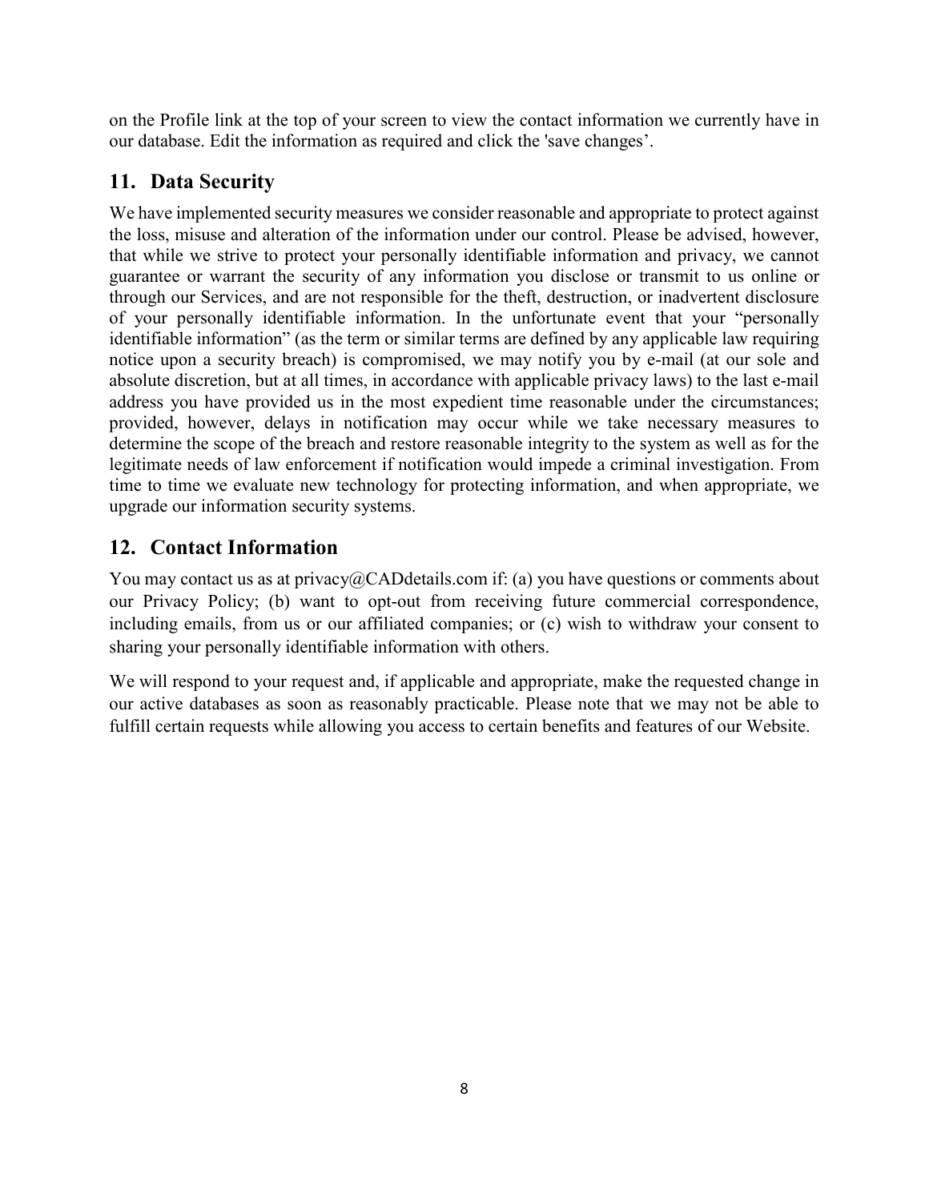on the Profile link at the top of your screen to view the contact information we currently have in our database. Edit the information as required and click the 'save changes'.

## 11. Data Security

We have implemented security measures we consider reasonable and appropriate to protect against the loss, misuse and alteration of the information under our control. Please be advised, however, that while we strive to protect your personally identifiable information and privacy, we cannot guarantee or warrant the security of any information you disclose or transmit to us online or through our Services, and are not responsible for the theft, destruction, or inadvertent disclosure of your personally identifiable information. In the unfortunate event that your "personally identifiable information" (as the term or similar terms are defined by any applicable law requiring notice upon a security breach) is compromised, we may notify you by e-mail (at our sole and absolute discretion, but at all times, in accordance with applicable privacy laws) to the last e-mail address you have provided us in the most expedient time reasonable under the circumstances; provided, however, delays in notification may occur while we take necessary measures to determine the scope of the breach and restore reasonable integrity to the system as well as for the legitimate needs of law enforcement if notification would impede a criminal investigation. From time to time we evaluate new technology for protecting information, and when appropriate, we upgrade our information security systems.

## 12. Contact Information

You may contact us as at privacy@CADdetails.com if: (a) you have questions or comments about our Privacy Policy; (b) want to opt-out from receiving future commercial correspondence, including emails, from us or our affiliated companies; or (c) wish to withdraw your consent to sharing your personally identifiable information with others.

We will respond to your request and, if applicable and appropriate, make the requested change in our active databases as soon as reasonably practicable. Please note that we may not be able to fulfill certain requests while allowing you access to certain benefits and features of our Website.